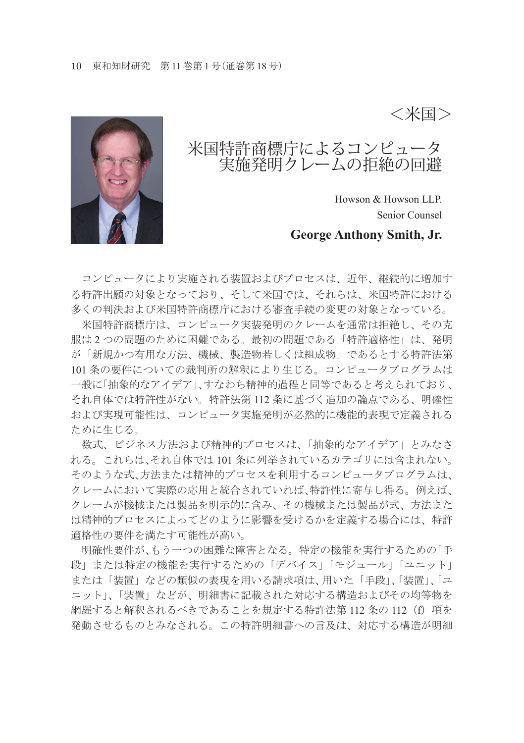＜米国＞

# 米国特許商標庁によるコンピュータ実施発明クレームの拒絶の回避

Howson & Howson LLP.
Senior Counsel

**George Anthony Smith, Jr.**

コンピュータにより実施される装置およびプロセスは、近年、継続的に増加する特許出願の対象となっており、そして米国では、それらは、米国特許における多くの判決および米国特許商標庁における審査手続の変更の対象となっている。

米国特許商標庁は、コンピュータ実装発明のクレームを通常は拒絶し、その克服は2つの問題のために困難である。最初の問題である「特許適格性」は、発明が「新規かつ有用な方法、機械、製造物若しくは組成物」であるとする特許法第101条の要件についての裁判所の解釈により生じる。コンピュータプログラムは一般に「抽象的なアイデア」、すなわち精神的過程と同等であると考えられており、それ自体では特許性がない。特許法第112条に基づく追加の論点である、明確性および実現可能性は、コンピュータ実施発明が必然的に機能的表現で定義されるために生じる。

数式、ビジネス方法および精神的プロセスは、「抽象的なアイデア」とみなされる。これらは、それ自体では101条に列挙されているカテゴリには含まれない。そのような式、方法または精神的プロセスを利用するコンピュータプログラムは、クレームにおいて実際の応用と統合されていれば、特許性に寄与し得る。例えば、クレームが機械または製品を明示的に含み、その機械または製品が式、方法または精神的プロセスによってどのように影響を受けるかを定義する場合には、特許適格性の要件を満たす可能性が高い。

明確性要件が、もう一つの困難な障害となる。特定の機能を実行するための「手段」または特定の機能を実行するための「デバイス」「モジュール」「ユニット」または「装置」などの類似の表現を用いる請求項は、用いた「手段」、「装置」、「ユニット」、「装置」などが、明細書に記載された対応する構造およびその均等物を網羅すると解釈されるべきであることを規定する特許法第112条の112（f）項を発動させるものとみなされる。この特許明細書への言及は、対応する構造が明細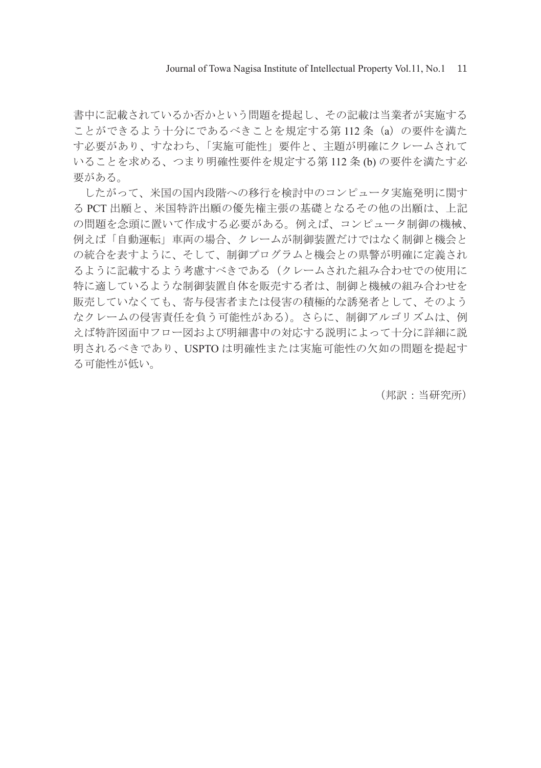書中に記載されているか否かという問題を提起し、その記載は当業者が実施することができるよう十分にであるべきことを規定する第 112 条（a）の要件を満たす必要があり、すなわち、「実施可能性」要件と、主題が明確にクレームされていることを求める、つまり明確性要件を規定する第 112 条 (b) の要件を満たす必要がある。

したがって、米国の国内段階への移行を検討中のコンピュータ実施発明に関する PCT 出願と、米国特許出願の優先権主張の基礎となるその他の出願は、上記の問題を念頭に置いて作成する必要がある。例えば、コンピュータ制御の機械、例えば「自動運転」車両の場合、クレームが制御装置だけではなく制御と機会との統合を表すように、そして、制御プログラムと機会との県警が明確に定義されるように記載するよう考慮すべきである（クレームされた組み合わせでの使用に特に適しているような制御装置自体を販売する者は、制御と機械の組み合わせを販売していなくても、寄与侵害者または侵害の積極的な誘発者として、そのようなクレームの侵害責任を負う可能性がある）。さらに、制御アルゴリズムは、例えば特許図面中フロー図および明細書中の対応する説明によって十分に詳細に説明されるべきであり、USPTO は明確性または実施可能性の欠如の問題を提起する可能性が低い。

（邦訳：当研究所）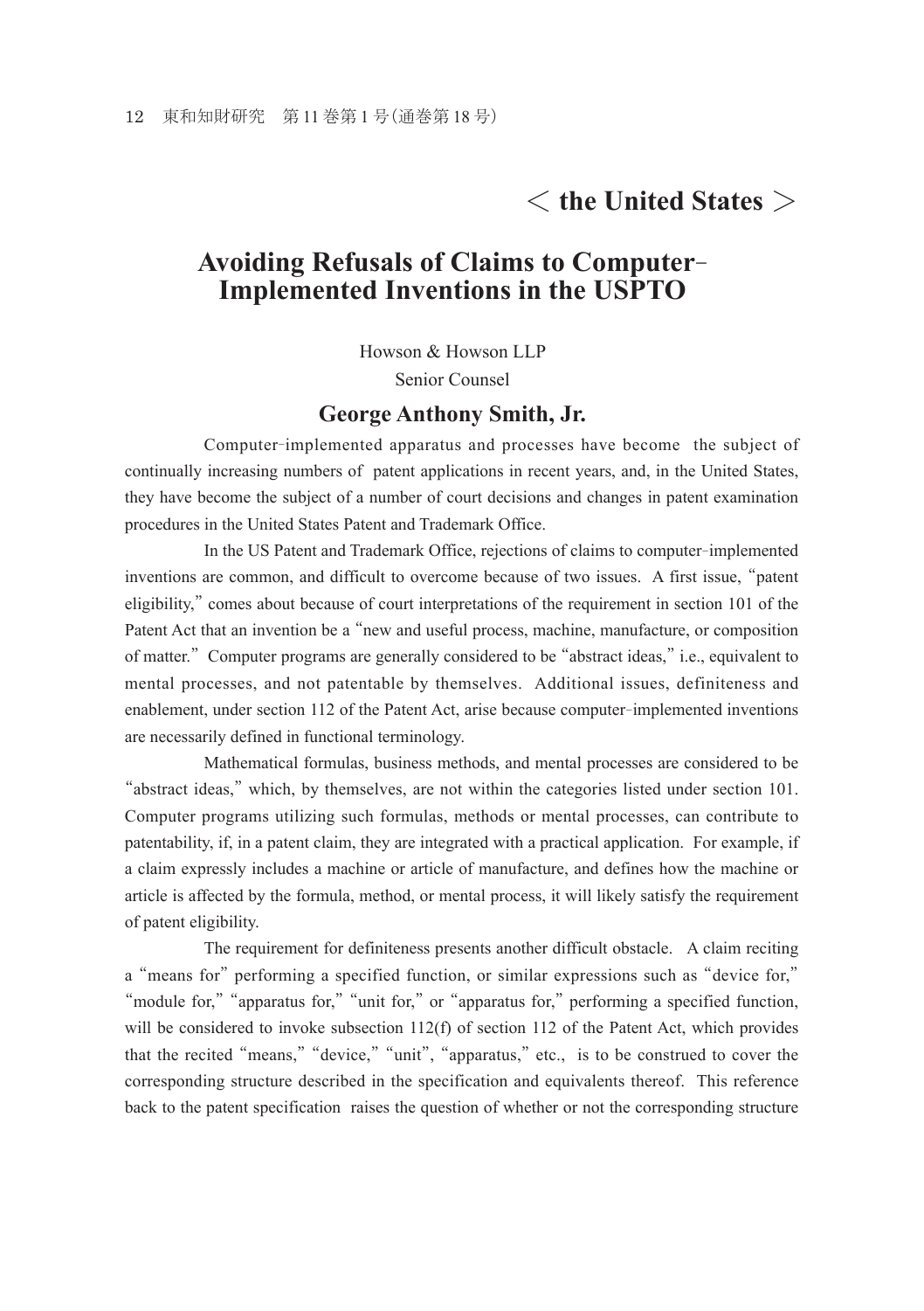## < the United States >

# Avoiding Refusals of Claims to Computer-Implemented Inventions in the USPTO

Howson & Howson LLP

Senior Counsel

### George Anthony Smith, Jr.

Computer-implemented apparatus and processes have become the subject of continually increasing numbers of patent applications in recent years, and, in the United States, they have become the subject of a number of court decisions and changes in patent examination procedures in the United States Patent and Trademark Office.

In the US Patent and Trademark Office, rejections of claims to computer-implemented inventions are common, and difficult to overcome because of two issues. A first issue, "patent eligibility," comes about because of court interpretations of the requirement in section 101 of the Patent Act that an invention be a "new and useful process, machine, manufacture, or composition of matter." Computer programs are generally considered to be "abstract ideas," i.e., equivalent to mental processes, and not patentable by themselves. Additional issues, definiteness and enablement, under section 112 of the Patent Act, arise because computer-implemented inventions are necessarily defined in functional terminology.

Mathematical formulas, business methods, and mental processes are considered to be "abstract ideas," which, by themselves, are not within the categories listed under section 101. Computer programs utilizing such formulas, methods or mental processes, can contribute to patentability, if, in a patent claim, they are integrated with a practical application. For example, if a claim expressly includes a machine or article of manufacture, and defines how the machine or article is affected by the formula, method, or mental process, it will likely satisfy the requirement of patent eligibility.

The requirement for definiteness presents another difficult obstacle. A claim reciting a "means for" performing a specified function, or similar expressions such as "device for," "module for," "apparatus for," "unit for," or "apparatus for," performing a specified function, will be considered to invoke subsection 112(f) of section 112 of the Patent Act, which provides that the recited "means," "device," "unit", "apparatus," etc., is to be construed to cover the corresponding structure described in the specification and equivalents thereof. This reference back to the patent specification raises the question of whether or not the corresponding structure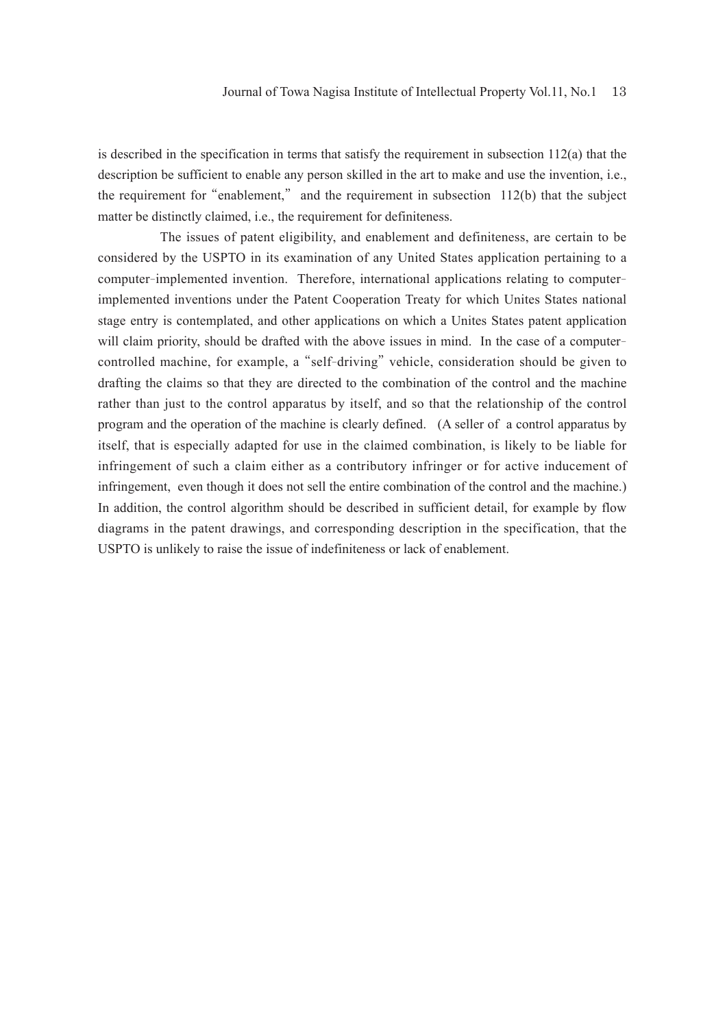is described in the specification in terms that satisfy the requirement in subsection 112(a) that the description be sufficient to enable any person skilled in the art to make and use the invention, i.e., the requirement for "enablement," and the requirement in subsection 112(b) that the subject matter be distinctly claimed, i.e., the requirement for definiteness.

The issues of patent eligibility, and enablement and definiteness, are certain to be considered by the USPTO in its examination of any United States application pertaining to a computer-implemented invention. Therefore, international applications relating to computer-implemented inventions under the Patent Cooperation Treaty for which Unites States national stage entry is contemplated, and other applications on which a Unites States patent application will claim priority, should be drafted with the above issues in mind. In the case of a computer-controlled machine, for example, a "self-driving" vehicle, consideration should be given to drafting the claims so that they are directed to the combination of the control and the machine rather than just to the control apparatus by itself, and so that the relationship of the control program and the operation of the machine is clearly defined. (A seller of a control apparatus by itself, that is especially adapted for use in the claimed combination, is likely to be liable for infringement of such a claim either as a contributory infringer or for active inducement of infringement, even though it does not sell the entire combination of the control and the machine.) In addition, the control algorithm should be described in sufficient detail, for example by flow diagrams in the patent drawings, and corresponding description in the specification, that the USPTO is unlikely to raise the issue of indefiniteness or lack of enablement.